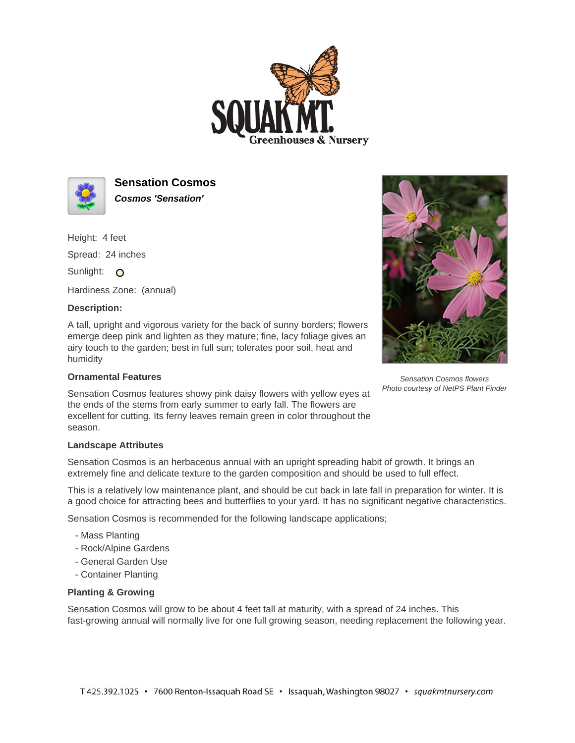# Sensation Cosmos

***Cosmos 'Sensation'***

Height: 4 feet

Spread: 24 inches

Sunlight:

Hardiness Zone: (annual)

**Description:**

A tall, upright and vigorous variety for the back of sunny borders; flowers emerge deep pink and lighten as they mature; fine, lacy foliage gives an airy touch to the garden; best in full sun; tolerates poor soil, heat and humidity

*Sensation Cosmos flowers*
*Photo courtesy of NetPS Plant Finder*

### Ornamental Features

Sensation Cosmos features showy pink daisy flowers with yellow eyes at the ends of the stems from early summer to early fall. The flowers are excellent for cutting. Its ferny leaves remain green in color throughout the season.

### Landscape Attributes

Sensation Cosmos is an herbaceous annual with an upright spreading habit of growth. It brings an extremely fine and delicate texture to the garden composition and should be used to full effect.

This is a relatively low maintenance plant, and should be cut back in late fall in preparation for winter. It is a good choice for attracting bees and butterflies to your yard. It has no significant negative characteristics.

Sensation Cosmos is recommended for the following landscape applications;

- Mass Planting
- Rock/Alpine Gardens
- General Garden Use
- Container Planting

### Planting & Growing

Sensation Cosmos will grow to be about 4 feet tall at maturity, with a spread of 24 inches. This fast-growing annual will normally live for one full growing season, needing replacement the following year.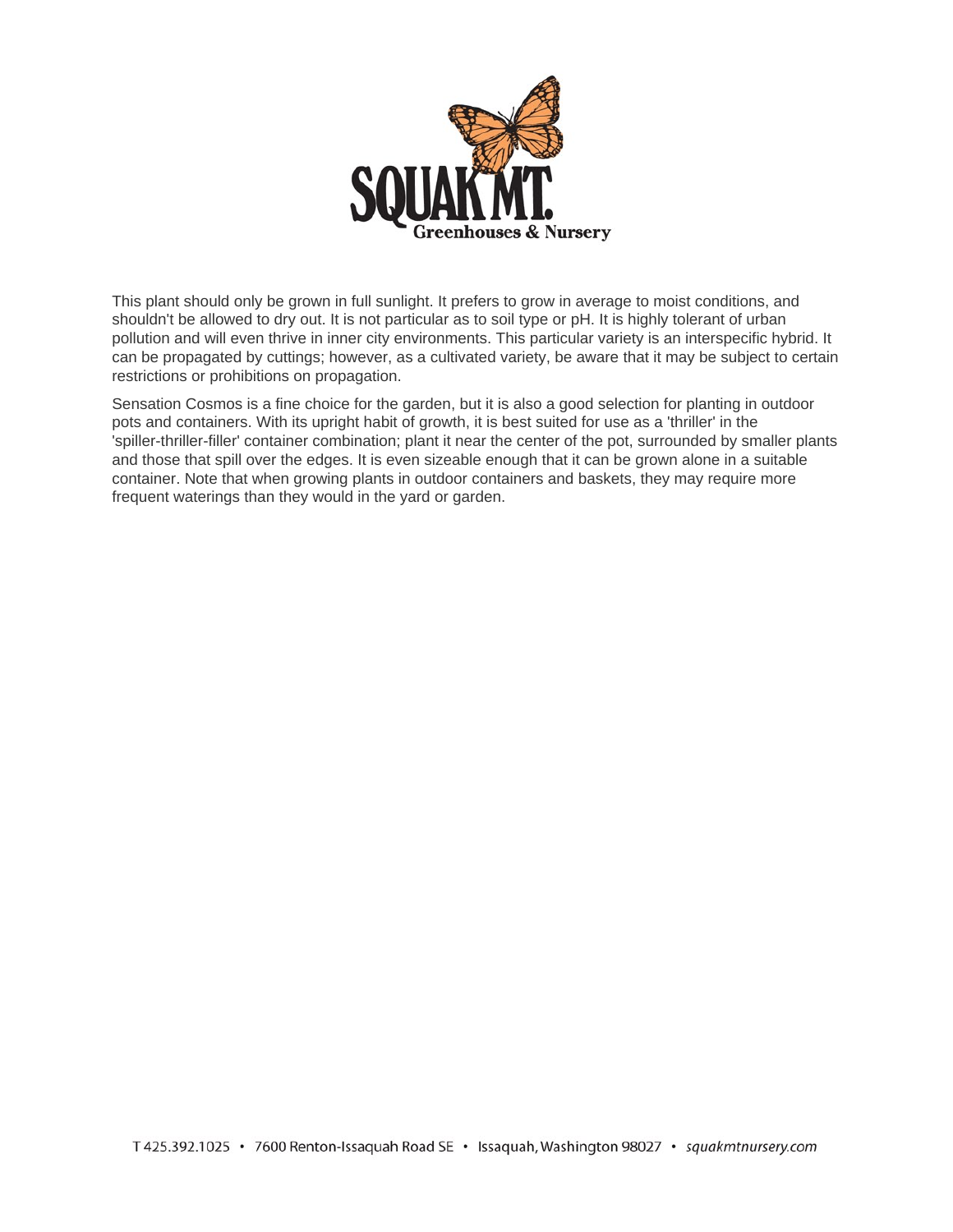This plant should only be grown in full sunlight. It prefers to grow in average to moist conditions, and shouldn't be allowed to dry out. It is not particular as to soil type or pH. It is highly tolerant of urban pollution and will even thrive in inner city environments. This particular variety is an interspecific hybrid. It can be propagated by cuttings; however, as a cultivated variety, be aware that it may be subject to certain restrictions or prohibitions on propagation.

Sensation Cosmos is a fine choice for the garden, but it is also a good selection for planting in outdoor pots and containers. With its upright habit of growth, it is best suited for use as a 'thriller' in the 'spiller-thriller-filler' container combination; plant it near the center of the pot, surrounded by smaller plants and those that spill over the edges. It is even sizeable enough that it can be grown alone in a suitable container. Note that when growing plants in outdoor containers and baskets, they may require more frequent waterings than they would in the yard or garden.